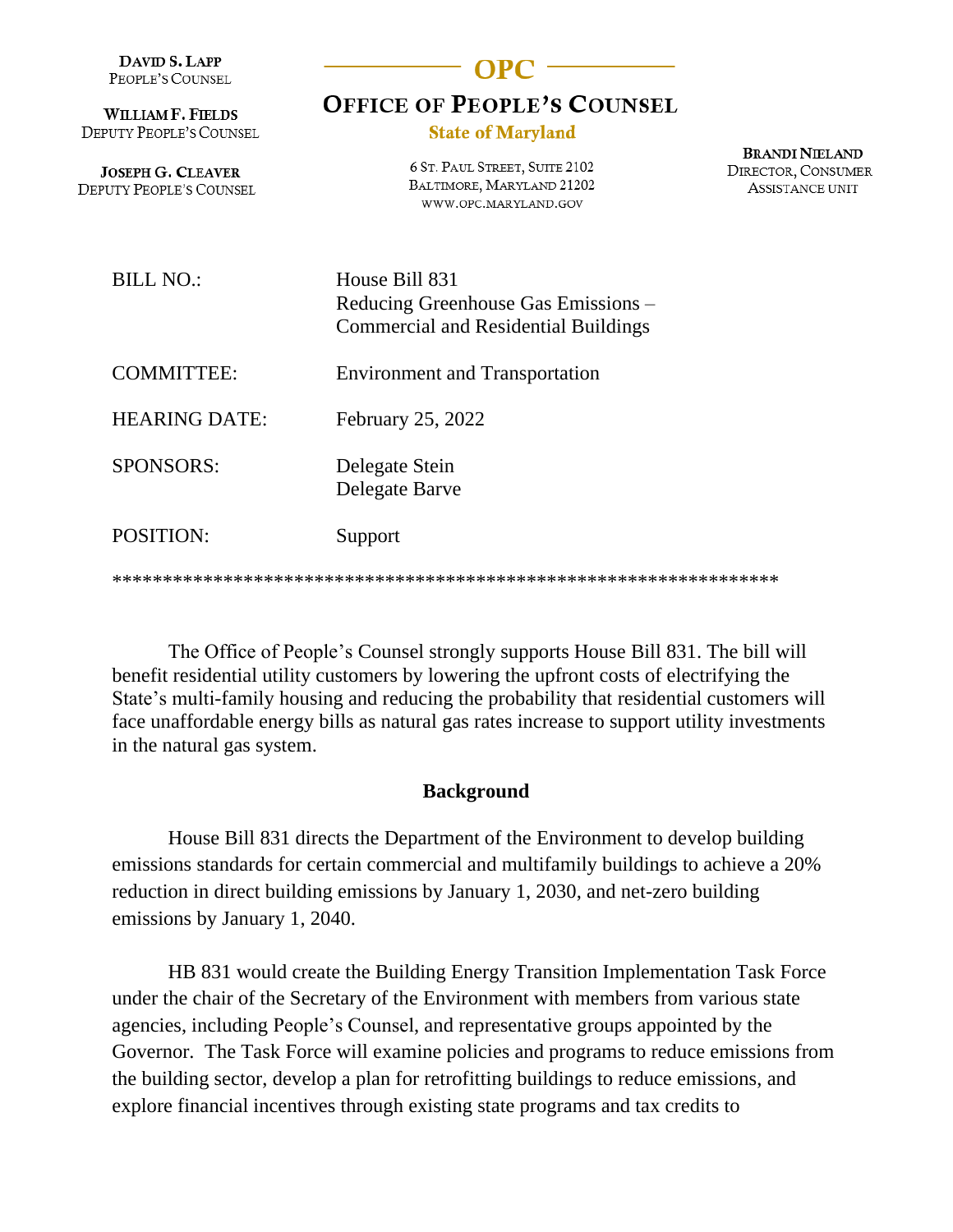**DAVID S. LAPP**
PEOPLE'S COUNSEL

**WILLIAM F. FIELDS**
DEPUTY PEOPLE'S COUNSEL

**JOSEPH G. CLEAVER**
DEPUTY PEOPLE'S COUNSEL

# OPC

## OFFICE OF PEOPLE'S COUNSEL

**State of Maryland**

6 ST. PAUL STREET, SUITE 2102
BALTIMORE, MARYLAND 21202
WWW.OPC.MARYLAND.GOV

**BRANDI NIELAND**
DIRECTOR, CONSUMER
ASSISTANCE UNIT

| | |
|---|---|
| BILL NO.: | House Bill 831<br>Reducing Greenhouse Gas Emissions – Commercial and Residential Buildings |
| COMMITTEE: | Environment and Transportation |
| HEARING DATE: | February 25, 2022 |
| SPONSORS: | Delegate Stein<br>Delegate Barve |
| POSITION: | Support |

*****************************************************************

The Office of People's Counsel strongly supports House Bill 831. The bill will benefit residential utility customers by lowering the upfront costs of electrifying the State's multi-family housing and reducing the probability that residential customers will face unaffordable energy bills as natural gas rates increase to support utility investments in the natural gas system.

### Background

House Bill 831 directs the Department of the Environment to develop building emissions standards for certain commercial and multifamily buildings to achieve a 20% reduction in direct building emissions by January 1, 2030, and net-zero building emissions by January 1, 2040.

HB 831 would create the Building Energy Transition Implementation Task Force under the chair of the Secretary of the Environment with members from various state agencies, including People's Counsel, and representative groups appointed by the Governor. The Task Force will examine policies and programs to reduce emissions from the building sector, develop a plan for retrofitting buildings to reduce emissions, and explore financial incentives through existing state programs and tax credits to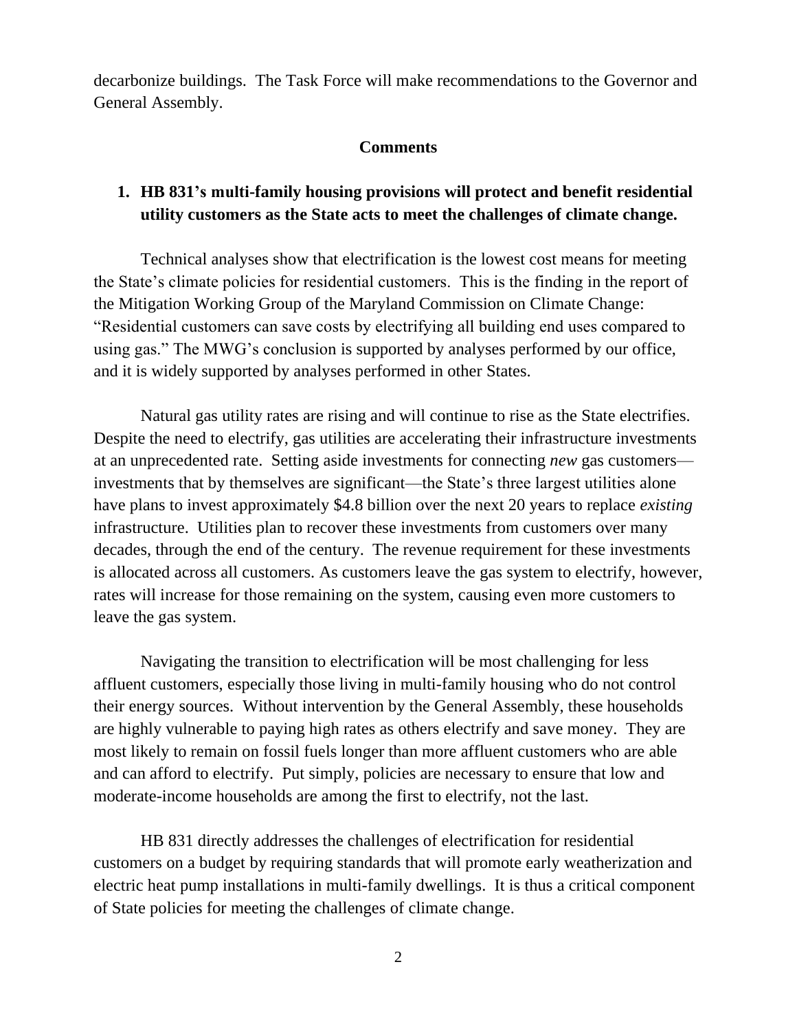decarbonize buildings. The Task Force will make recommendations to the Governor and General Assembly.

## Comments

### 1. HB 831's multi-family housing provisions will protect and benefit residential utility customers as the State acts to meet the challenges of climate change.

Technical analyses show that electrification is the lowest cost means for meeting the State's climate policies for residential customers. This is the finding in the report of the Mitigation Working Group of the Maryland Commission on Climate Change: "Residential customers can save costs by electrifying all building end uses compared to using gas." The MWG's conclusion is supported by analyses performed by our office, and it is widely supported by analyses performed in other States.

Natural gas utility rates are rising and will continue to rise as the State electrifies. Despite the need to electrify, gas utilities are accelerating their infrastructure investments at an unprecedented rate. Setting aside investments for connecting *new* gas customers—investments that by themselves are significant—the State's three largest utilities alone have plans to invest approximately $4.8 billion over the next 20 years to replace *existing* infrastructure. Utilities plan to recover these investments from customers over many decades, through the end of the century. The revenue requirement for these investments is allocated across all customers. As customers leave the gas system to electrify, however, rates will increase for those remaining on the system, causing even more customers to leave the gas system.

Navigating the transition to electrification will be most challenging for less affluent customers, especially those living in multi-family housing who do not control their energy sources. Without intervention by the General Assembly, these households are highly vulnerable to paying high rates as others electrify and save money. They are most likely to remain on fossil fuels longer than more affluent customers who are able and can afford to electrify. Put simply, policies are necessary to ensure that low and moderate-income households are among the first to electrify, not the last.

HB 831 directly addresses the challenges of electrification for residential customers on a budget by requiring standards that will promote early weatherization and electric heat pump installations in multi-family dwellings. It is thus a critical component of State policies for meeting the challenges of climate change.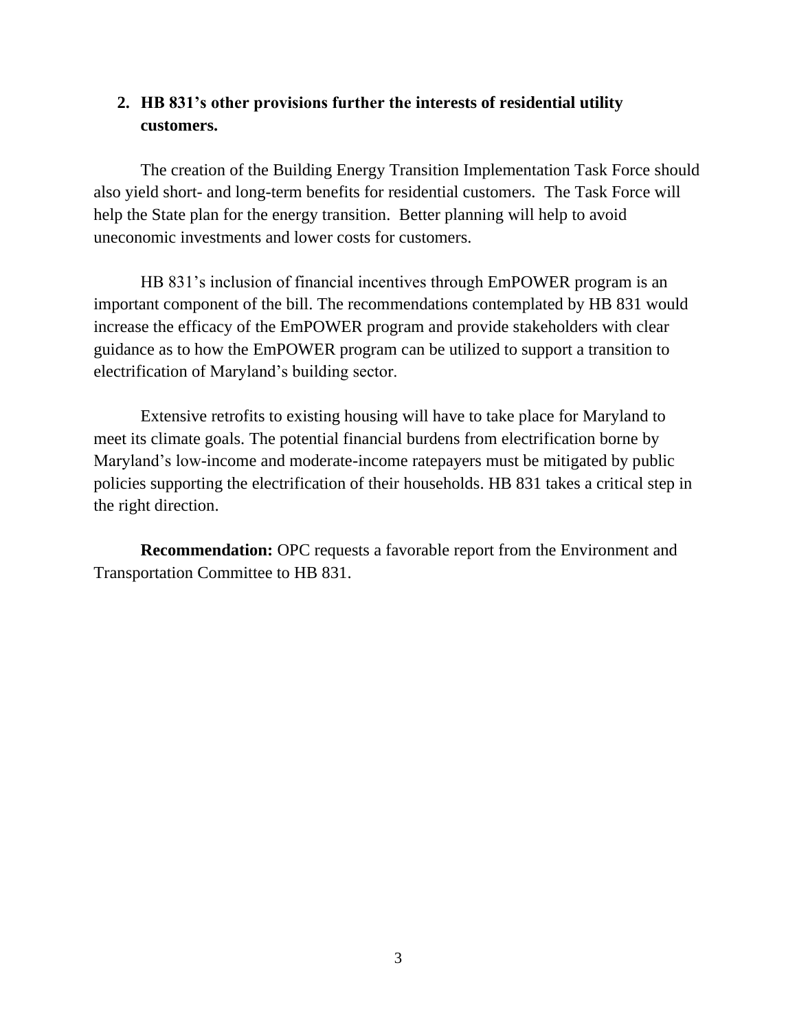**2. HB 831's other provisions further the interests of residential utility customers.**

The creation of the Building Energy Transition Implementation Task Force should also yield short- and long-term benefits for residential customers. The Task Force will help the State plan for the energy transition. Better planning will help to avoid uneconomic investments and lower costs for customers.

HB 831's inclusion of financial incentives through EmPOWER program is an important component of the bill. The recommendations contemplated by HB 831 would increase the efficacy of the EmPOWER program and provide stakeholders with clear guidance as to how the EmPOWER program can be utilized to support a transition to electrification of Maryland's building sector.

Extensive retrofits to existing housing will have to take place for Maryland to meet its climate goals. The potential financial burdens from electrification borne by Maryland's low-income and moderate-income ratepayers must be mitigated by public policies supporting the electrification of their households. HB 831 takes a critical step in the right direction.

**Recommendation:** OPC requests a favorable report from the Environment and Transportation Committee to HB 831.